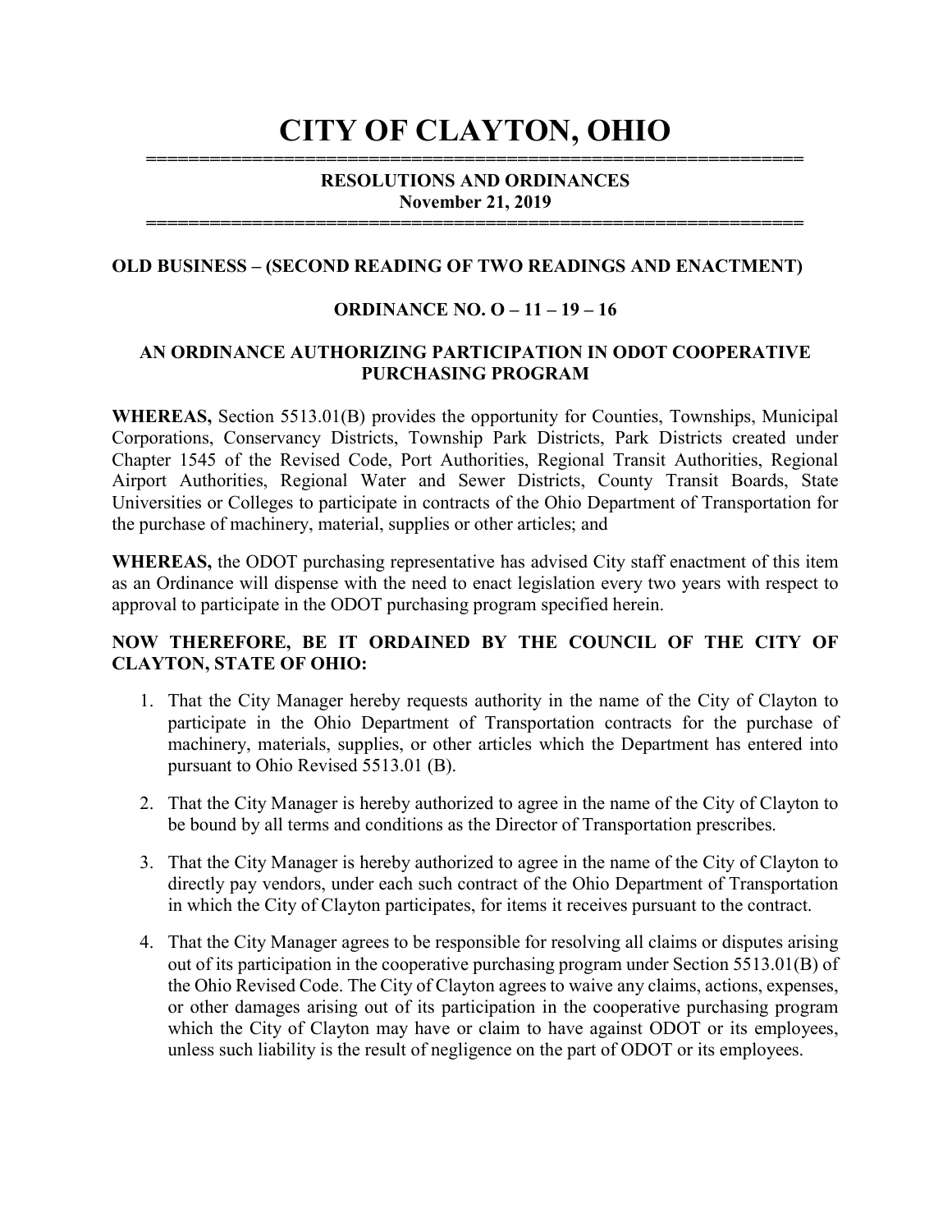# CITY OF CLAYTON, OHIO

## RESOLUTIONS AND ORDINANCES
**November 21, 2019**

### OLD BUSINESS – (SECOND READING OF TWO READINGS AND ENACTMENT)

### ORDINANCE NO. O – 11 – 19 – 16

### AN ORDINANCE AUTHORIZING PARTICIPATION IN ODOT COOPERATIVE PURCHASING PROGRAM

**WHEREAS,** Section 5513.01(B) provides the opportunity for Counties, Townships, Municipal Corporations, Conservancy Districts, Township Park Districts, Park Districts created under Chapter 1545 of the Revised Code, Port Authorities, Regional Transit Authorities, Regional Airport Authorities, Regional Water and Sewer Districts, County Transit Boards, State Universities or Colleges to participate in contracts of the Ohio Department of Transportation for the purchase of machinery, material, supplies or other articles; and

**WHEREAS,** the ODOT purchasing representative has advised City staff enactment of this item as an Ordinance will dispense with the need to enact legislation every two years with respect to approval to participate in the ODOT purchasing program specified herein.

**NOW THEREFORE, BE IT ORDAINED BY THE COUNCIL OF THE CITY OF CLAYTON, STATE OF OHIO:**

1. That the City Manager hereby requests authority in the name of the City of Clayton to participate in the Ohio Department of Transportation contracts for the purchase of machinery, materials, supplies, or other articles which the Department has entered into pursuant to Ohio Revised 5513.01 (B).

2. That the City Manager is hereby authorized to agree in the name of the City of Clayton to be bound by all terms and conditions as the Director of Transportation prescribes.

3. That the City Manager is hereby authorized to agree in the name of the City of Clayton to directly pay vendors, under each such contract of the Ohio Department of Transportation in which the City of Clayton participates, for items it receives pursuant to the contract.

4. That the City Manager agrees to be responsible for resolving all claims or disputes arising out of its participation in the cooperative purchasing program under Section 5513.01(B) of the Ohio Revised Code. The City of Clayton agrees to waive any claims, actions, expenses, or other damages arising out of its participation in the cooperative purchasing program which the City of Clayton may have or claim to have against ODOT or its employees, unless such liability is the result of negligence on the part of ODOT or its employees.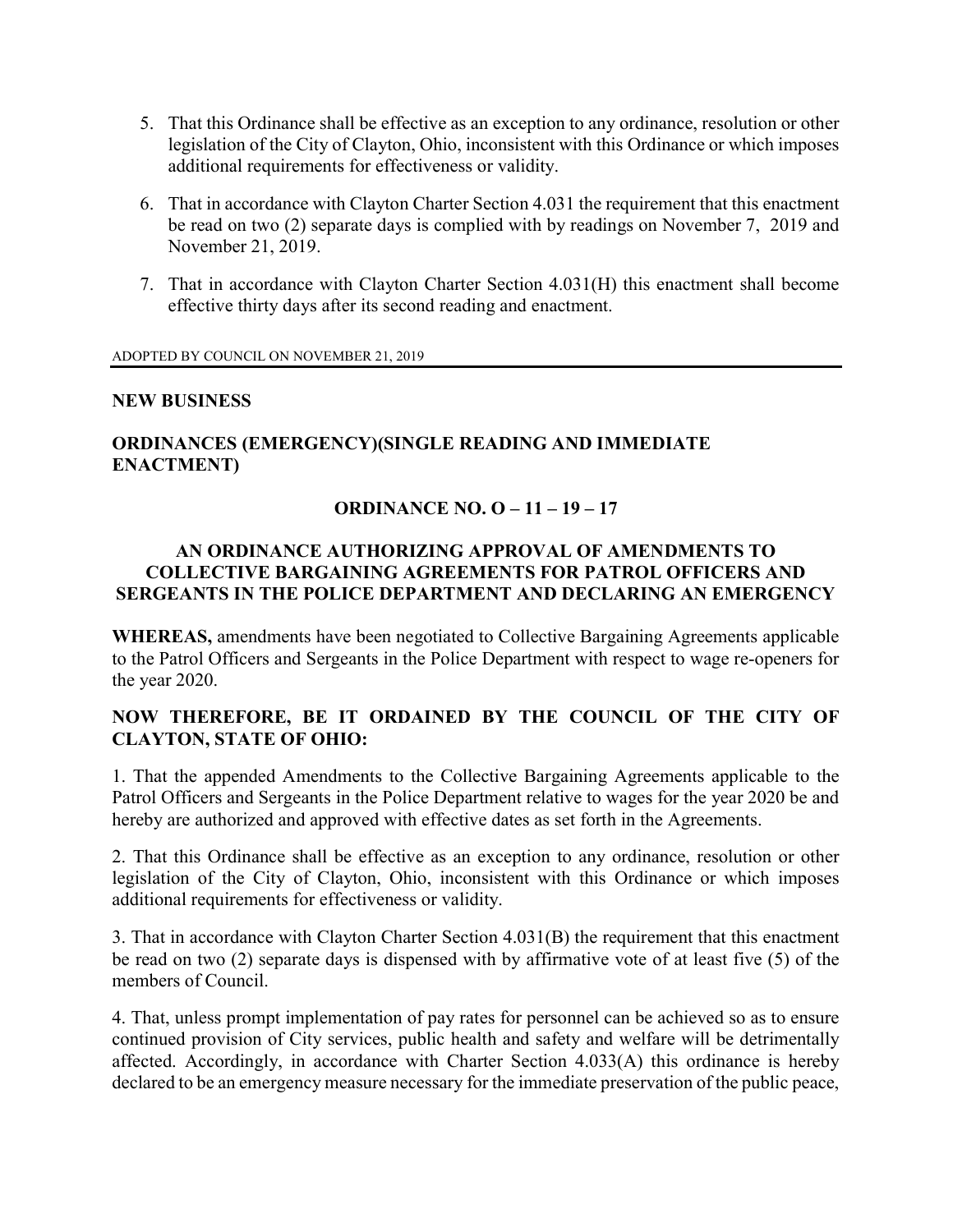5. That this Ordinance shall be effective as an exception to any ordinance, resolution or other legislation of the City of Clayton, Ohio, inconsistent with this Ordinance or which imposes additional requirements for effectiveness or validity.

6. That in accordance with Clayton Charter Section 4.031 the requirement that this enactment be read on two (2) separate days is complied with by readings on November 7, 2019 and November 21, 2019.

7. That in accordance with Clayton Charter Section 4.031(H) this enactment shall become effective thirty days after its second reading and enactment.

ADOPTED BY COUNCIL ON NOVEMBER 21, 2019

---

**NEW BUSINESS**

**ORDINANCES (EMERGENCY)(SINGLE READING AND IMMEDIATE ENACTMENT)**

**ORDINANCE NO. O – 11 – 19 – 17**

**AN ORDINANCE AUTHORIZING APPROVAL OF AMENDMENTS TO COLLECTIVE BARGAINING AGREEMENTS FOR PATROL OFFICERS AND SERGEANTS IN THE POLICE DEPARTMENT AND DECLARING AN EMERGENCY**

**WHEREAS,** amendments have been negotiated to Collective Bargaining Agreements applicable to the Patrol Officers and Sergeants in the Police Department with respect to wage re-openers for the year 2020.

**NOW THEREFORE, BE IT ORDAINED BY THE COUNCIL OF THE CITY OF CLAYTON, STATE OF OHIO:**

1. That the appended Amendments to the Collective Bargaining Agreements applicable to the Patrol Officers and Sergeants in the Police Department relative to wages for the year 2020 be and hereby are authorized and approved with effective dates as set forth in the Agreements.

2. That this Ordinance shall be effective as an exception to any ordinance, resolution or other legislation of the City of Clayton, Ohio, inconsistent with this Ordinance or which imposes additional requirements for effectiveness or validity.

3. That in accordance with Clayton Charter Section 4.031(B) the requirement that this enactment be read on two (2) separate days is dispensed with by affirmative vote of at least five (5) of the members of Council.

4. That, unless prompt implementation of pay rates for personnel can be achieved so as to ensure continued provision of City services, public health and safety and welfare will be detrimentally affected. Accordingly, in accordance with Charter Section 4.033(A) this ordinance is hereby declared to be an emergency measure necessary for the immediate preservation of the public peace,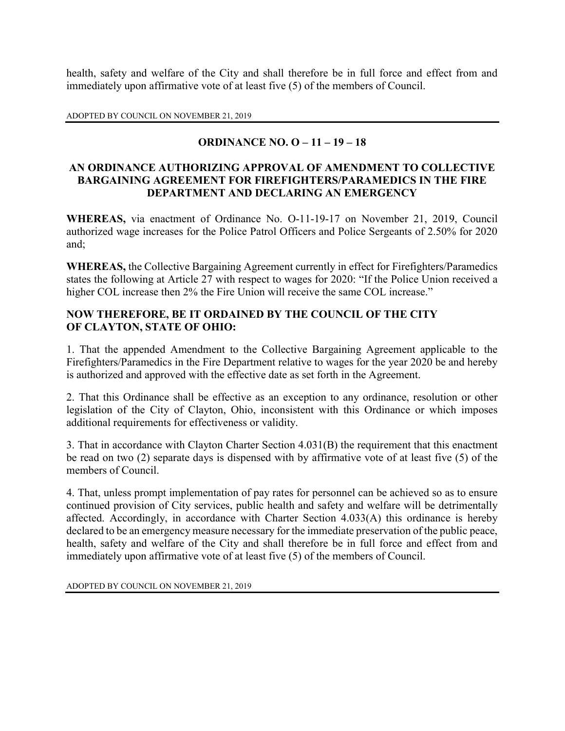health, safety and welfare of the City and shall therefore be in full force and effect from and immediately upon affirmative vote of at least five (5) of the members of Council.

ADOPTED BY COUNCIL ON NOVEMBER 21, 2019

---

## ORDINANCE NO. O – 11 – 19 – 18

### AN ORDINANCE AUTHORIZING APPROVAL OF AMENDMENT TO COLLECTIVE BARGAINING AGREEMENT FOR FIREFIGHTERS/PARAMEDICS IN THE FIRE DEPARTMENT AND DECLARING AN EMERGENCY

**WHEREAS,** via enactment of Ordinance No. O-11-19-17 on November 21, 2019, Council authorized wage increases for the Police Patrol Officers and Police Sergeants of 2.50% for 2020 and;

**WHEREAS,** the Collective Bargaining Agreement currently in effect for Firefighters/Paramedics states the following at Article 27 with respect to wages for 2020: "If the Police Union received a higher COL increase then 2% the Fire Union will receive the same COL increase."

**NOW THEREFORE, BE IT ORDAINED BY THE COUNCIL OF THE CITY OF CLAYTON, STATE OF OHIO:**

1. That the appended Amendment to the Collective Bargaining Agreement applicable to the Firefighters/Paramedics in the Fire Department relative to wages for the year 2020 be and hereby is authorized and approved with the effective date as set forth in the Agreement.

2. That this Ordinance shall be effective as an exception to any ordinance, resolution or other legislation of the City of Clayton, Ohio, inconsistent with this Ordinance or which imposes additional requirements for effectiveness or validity.

3. That in accordance with Clayton Charter Section 4.031(B) the requirement that this enactment be read on two (2) separate days is dispensed with by affirmative vote of at least five (5) of the members of Council.

4. That, unless prompt implementation of pay rates for personnel can be achieved so as to ensure continued provision of City services, public health and safety and welfare will be detrimentally affected. Accordingly, in accordance with Charter Section 4.033(A) this ordinance is hereby declared to be an emergency measure necessary for the immediate preservation of the public peace, health, safety and welfare of the City and shall therefore be in full force and effect from and immediately upon affirmative vote of at least five (5) of the members of Council.

ADOPTED BY COUNCIL ON NOVEMBER 21, 2019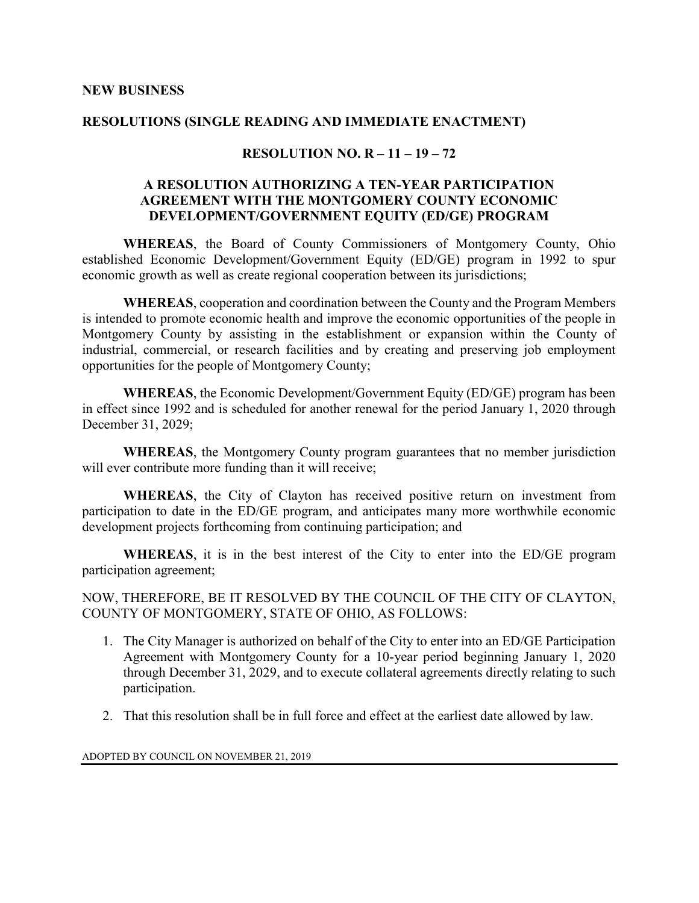**NEW BUSINESS**

**RESOLUTIONS (SINGLE READING AND IMMEDIATE ENACTMENT)**

**RESOLUTION NO. R – 11 – 19 – 72**

**A RESOLUTION AUTHORIZING A TEN-YEAR PARTICIPATION AGREEMENT WITH THE MONTGOMERY COUNTY ECONOMIC DEVELOPMENT/GOVERNMENT EQUITY (ED/GE) PROGRAM**

**WHEREAS**, the Board of County Commissioners of Montgomery County, Ohio established Economic Development/Government Equity (ED/GE) program in 1992 to spur economic growth as well as create regional cooperation between its jurisdictions;

**WHEREAS**, cooperation and coordination between the County and the Program Members is intended to promote economic health and improve the economic opportunities of the people in Montgomery County by assisting in the establishment or expansion within the County of industrial, commercial, or research facilities and by creating and preserving job employment opportunities for the people of Montgomery County;

**WHEREAS**, the Economic Development/Government Equity (ED/GE) program has been in effect since 1992 and is scheduled for another renewal for the period January 1, 2020 through December 31, 2029;

**WHEREAS**, the Montgomery County program guarantees that no member jurisdiction will ever contribute more funding than it will receive;

**WHEREAS**, the City of Clayton has received positive return on investment from participation to date in the ED/GE program, and anticipates many more worthwhile economic development projects forthcoming from continuing participation; and

**WHEREAS**, it is in the best interest of the City to enter into the ED/GE program participation agreement;

NOW, THEREFORE, BE IT RESOLVED BY THE COUNCIL OF THE CITY OF CLAYTON, COUNTY OF MONTGOMERY, STATE OF OHIO, AS FOLLOWS:

1. The City Manager is authorized on behalf of the City to enter into an ED/GE Participation Agreement with Montgomery County for a 10-year period beginning January 1, 2020 through December 31, 2029, and to execute collateral agreements directly relating to such participation.
2. That this resolution shall be in full force and effect at the earliest date allowed by law.

ADOPTED BY COUNCIL ON NOVEMBER 21, 2019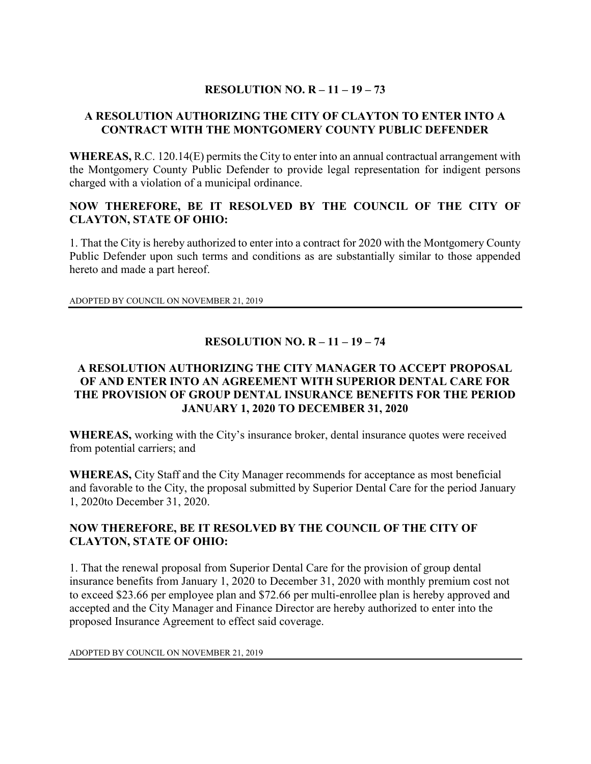## RESOLUTION NO. R – 11 – 19 – 73

### A RESOLUTION AUTHORIZING THE CITY OF CLAYTON TO ENTER INTO A CONTRACT WITH THE MONTGOMERY COUNTY PUBLIC DEFENDER

**WHEREAS,** R.C. 120.14(E) permits the City to enter into an annual contractual arrangement with the Montgomery County Public Defender to provide legal representation for indigent persons charged with a violation of a municipal ordinance.

**NOW THEREFORE, BE IT RESOLVED BY THE COUNCIL OF THE CITY OF CLAYTON, STATE OF OHIO:**

1. That the City is hereby authorized to enter into a contract for 2020 with the Montgomery County Public Defender upon such terms and conditions as are substantially similar to those appended hereto and made a part hereof.

ADOPTED BY COUNCIL ON NOVEMBER 21, 2019

---

## RESOLUTION NO. R – 11 – 19 – 74

### A RESOLUTION AUTHORIZING THE CITY MANAGER TO ACCEPT PROPOSAL OF AND ENTER INTO AN AGREEMENT WITH SUPERIOR DENTAL CARE FOR THE PROVISION OF GROUP DENTAL INSURANCE BENEFITS FOR THE PERIOD JANUARY 1, 2020 TO DECEMBER 31, 2020

**WHEREAS,** working with the City's insurance broker, dental insurance quotes were received from potential carriers; and

**WHEREAS,** City Staff and the City Manager recommends for acceptance as most beneficial and favorable to the City, the proposal submitted by Superior Dental Care for the period January 1, 2020to December 31, 2020.

**NOW THEREFORE, BE IT RESOLVED BY THE COUNCIL OF THE CITY OF CLAYTON, STATE OF OHIO:**

1. That the renewal proposal from Superior Dental Care for the provision of group dental insurance benefits from January 1, 2020 to December 31, 2020 with monthly premium cost not to exceed $23.66 per employee plan and $72.66 per multi-enrollee plan is hereby approved and accepted and the City Manager and Finance Director are hereby authorized to enter into the proposed Insurance Agreement to effect said coverage.

ADOPTED BY COUNCIL ON NOVEMBER 21, 2019

---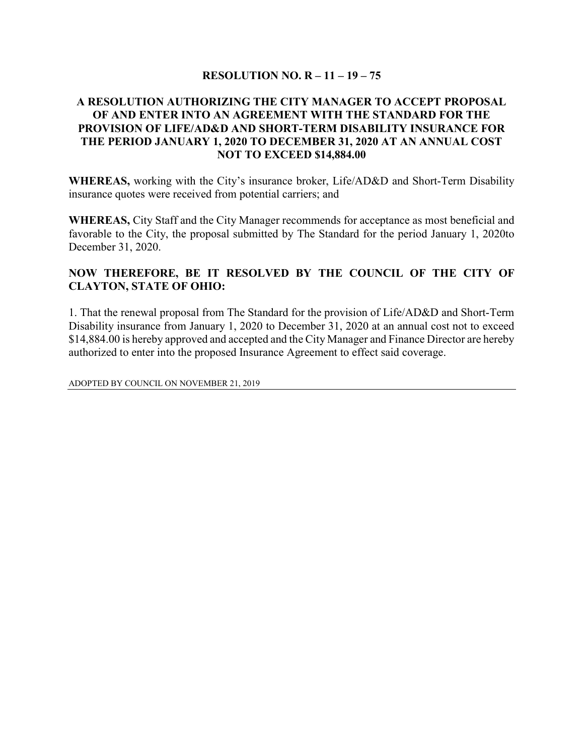**RESOLUTION NO. R – 11 – 19 – 75**

**A RESOLUTION AUTHORIZING THE CITY MANAGER TO ACCEPT PROPOSAL OF AND ENTER INTO AN AGREEMENT WITH THE STANDARD FOR THE PROVISION OF LIFE/AD&D AND SHORT-TERM DISABILITY INSURANCE FOR THE PERIOD JANUARY 1, 2020 TO DECEMBER 31, 2020 AT AN ANNUAL COST NOT TO EXCEED $14,884.00**

**WHEREAS,** working with the City's insurance broker, Life/AD&D and Short-Term Disability insurance quotes were received from potential carriers; and

**WHEREAS,** City Staff and the City Manager recommends for acceptance as most beneficial and favorable to the City, the proposal submitted by The Standard for the period January 1, 2020to December 31, 2020.

**NOW THEREFORE, BE IT RESOLVED BY THE COUNCIL OF THE CITY OF CLAYTON, STATE OF OHIO:**

1. That the renewal proposal from The Standard for the provision of Life/AD&D and Short-Term Disability insurance from January 1, 2020 to December 31, 2020 at an annual cost not to exceed $14,884.00 is hereby approved and accepted and the City Manager and Finance Director are hereby authorized to enter into the proposed Insurance Agreement to effect said coverage.

ADOPTED BY COUNCIL ON NOVEMBER 21, 2019